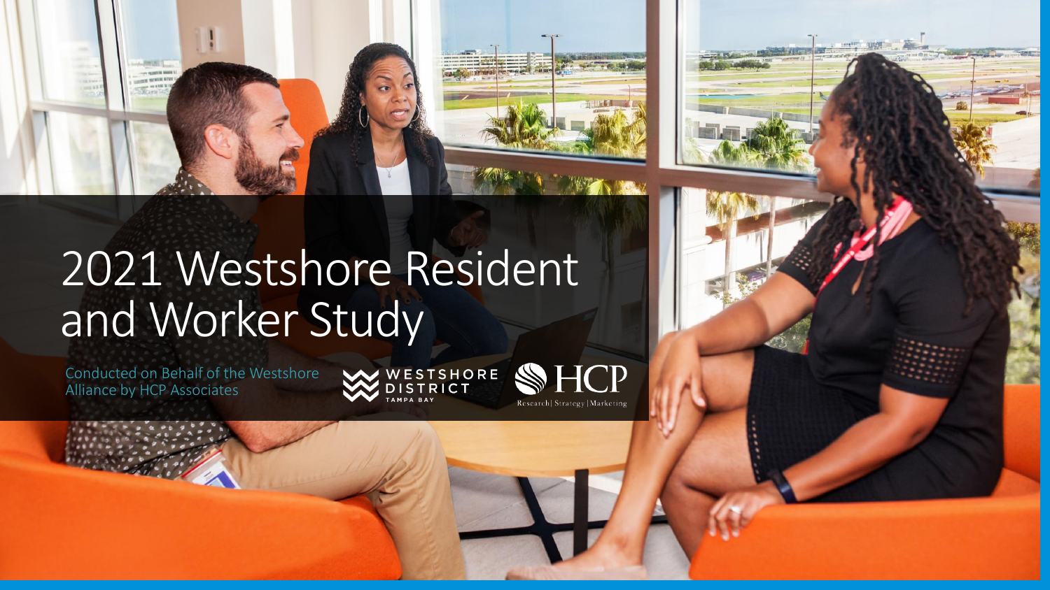# 2021 Westshore Resident and Worker Study

Conducted on Behalf of the Westshore Alliance by HCP Associates

WESTSHORE DISTRICT TAMPA BAY

HCP Research | Strategy | Marketing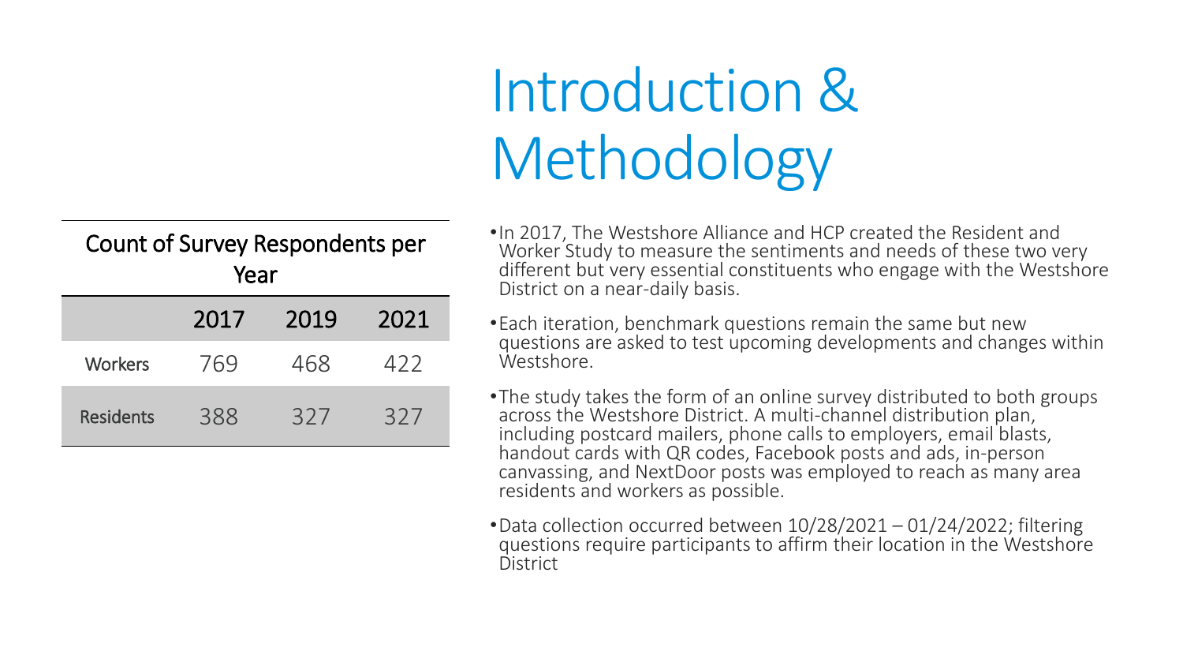# Introduction & Methodology

**Count of Survey Respondents per Year**

| | 2017 | 2019 | 2021 |
|---|---|---|---|
| Workers | 769 | 468 | 422 |
| Residents | 388 | 327 | 327 |

- In 2017, The Westshore Alliance and HCP created the Resident and Worker Study to measure the sentiments and needs of these two very different but very essential constituents who engage with the Westshore District on a near-daily basis.
- Each iteration, benchmark questions remain the same but new questions are asked to test upcoming developments and changes within Westshore.
- The study takes the form of an online survey distributed to both groups across the Westshore District. A multi-channel distribution plan, including postcard mailers, phone calls to employers, email blasts, handout cards with QR codes, Facebook posts and ads, in-person canvassing, and NextDoor posts was employed to reach as many area residents and workers as possible.
- Data collection occurred between 10/28/2021 – 01/24/2022; filtering questions require participants to affirm their location in the Westshore District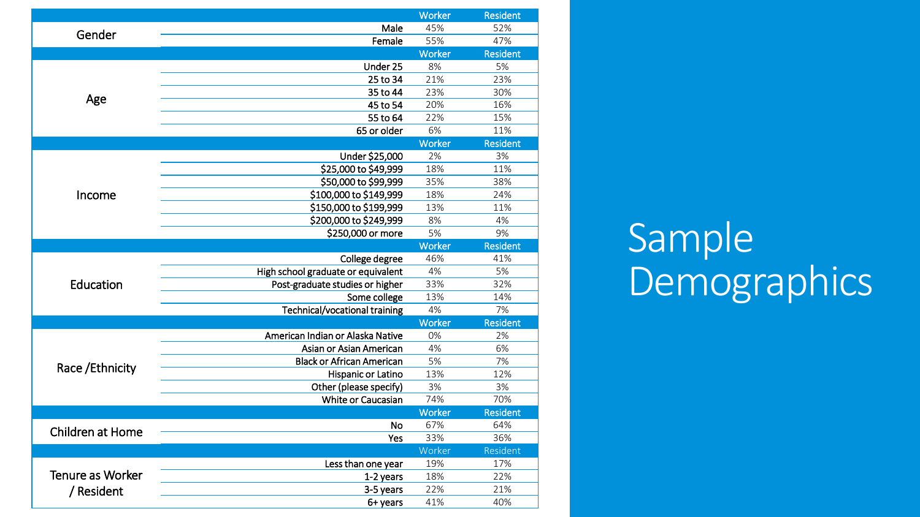# Sample Demographics

| Category | | Worker | Resident |
|---|---|---|---|
| Gender | Male | 45% | 52% |
| | Female | 55% | 47% |
| Age | Under 25 | 8% | 5% |
| | 25 to 34 | 21% | 23% |
| | 35 to 44 | 23% | 30% |
| | 45 to 54 | 20% | 16% |
| | 55 to 64 | 22% | 15% |
| | 65 or older | 6% | 11% |
| Income | Under $25,000 | 2% | 3% |
| | $25,000 to $49,999 | 18% | 11% |
| | $50,000 to $99,999 | 35% | 38% |
| | $100,000 to $149,999 | 18% | 24% |
| | $150,000 to $199,999 | 13% | 11% |
| | $200,000 to $249,999 | 8% | 4% |
| | $250,000 or more | 5% | 9% |
| Education | College degree | 46% | 41% |
| | High school graduate or equivalent | 4% | 5% |
| | Post-graduate studies or higher | 33% | 32% |
| | Some college | 13% | 14% |
| | Technical/vocational training | 4% | 7% |
| Race /Ethnicity | American Indian or Alaska Native | 0% | 2% |
| | Asian or Asian American | 4% | 6% |
| | Black or African American | 5% | 7% |
| | Hispanic or Latino | 13% | 12% |
| | Other (please specify) | 3% | 3% |
| | White or Caucasian | 74% | 70% |
| Children at Home | No | 67% | 64% |
| | Yes | 33% | 36% |
| Tenure as Worker / Resident | Less than one year | 19% | 17% |
| | 1-2 years | 18% | 22% |
| | 3-5 years | 22% | 21% |
| | 6+ years | 41% | 40% |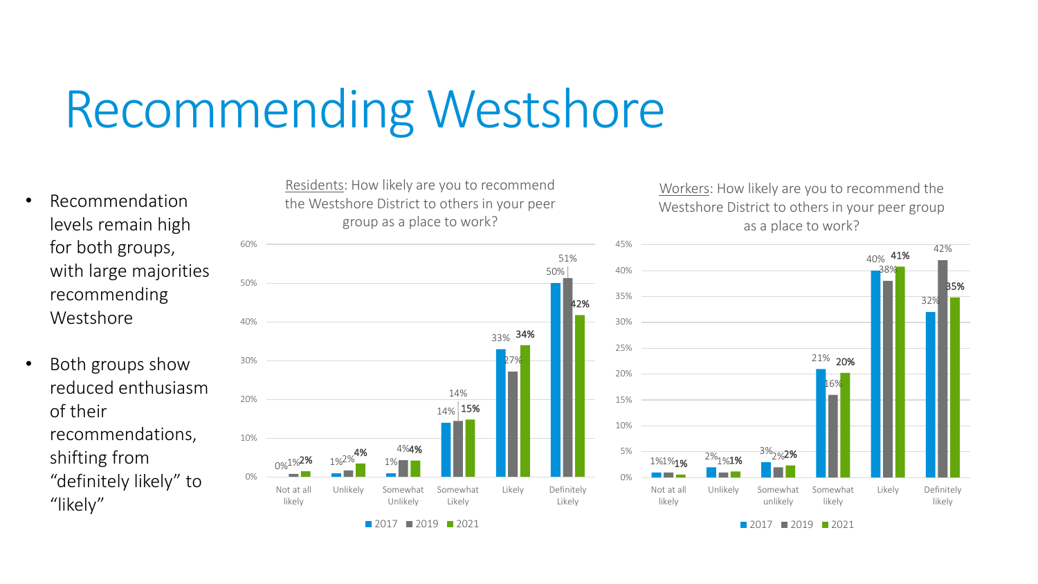# Recommending Westshore

- Recommendation levels remain high for both groups, with large majorities recommending Westshore
- Both groups show reduced enthusiasm of their recommendations, shifting from "definitely likely" to "likely"

**Residents**: How likely are you to recommend the Westshore District to others in your peer group as a place to work?

| | 2017 | 2019 | 2021 |
|---|---|---|---|
| Not at all likely | 0% | 1% | 2% |
| Unlikely | 1% | 2% | 4% |
| Somewhat Unlikely | 1% | 4% | 4% |
| Somewhat Likely | 14% | 14% | 15% |
| Likely | 33% | 27% | 34% |
| Definitely Likely | 50% | 51% | 42% |

**Workers**: How likely are you to recommend the Westshore District to others in your peer group as a place to work?

| | 2017 | 2019 | 2021 |
|---|---|---|---|
| Not at all likely | 1% | 1% | 1% |
| Unlikely | 2% | 1% | 1% |
| Somewhat unlikely | 3% | 2% | 2% |
| Somewhat likely | 21% | 16% | 20% |
| Likely | 40% | 38% | 41% |
| Definitely likely | 32% | 42% | 35% |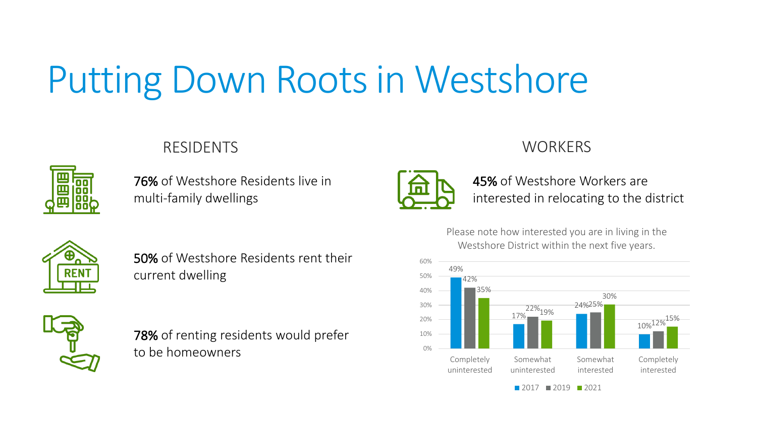# Putting Down Roots in Westshore

## RESIDENTS

**76%** of Westshore Residents live in multi-family dwellings

**50%** of Westshore Residents rent their current dwelling

**78%** of renting residents would prefer to be homeowners

## WORKERS

**45%** of Westshore Workers are interested in relocating to the district

Please note how interested you are in living in the Westshore District within the next five years.

| | 2017 | 2019 | 2021 |
|---|---|---|---|
| Completely uninterested | 49% | 42% | 35% |
| Somewhat uninterested | 17% | 22% | 19% |
| Somewhat interested | 24% | 25% | 30% |
| Completely interested | 10% | 12% | 15% |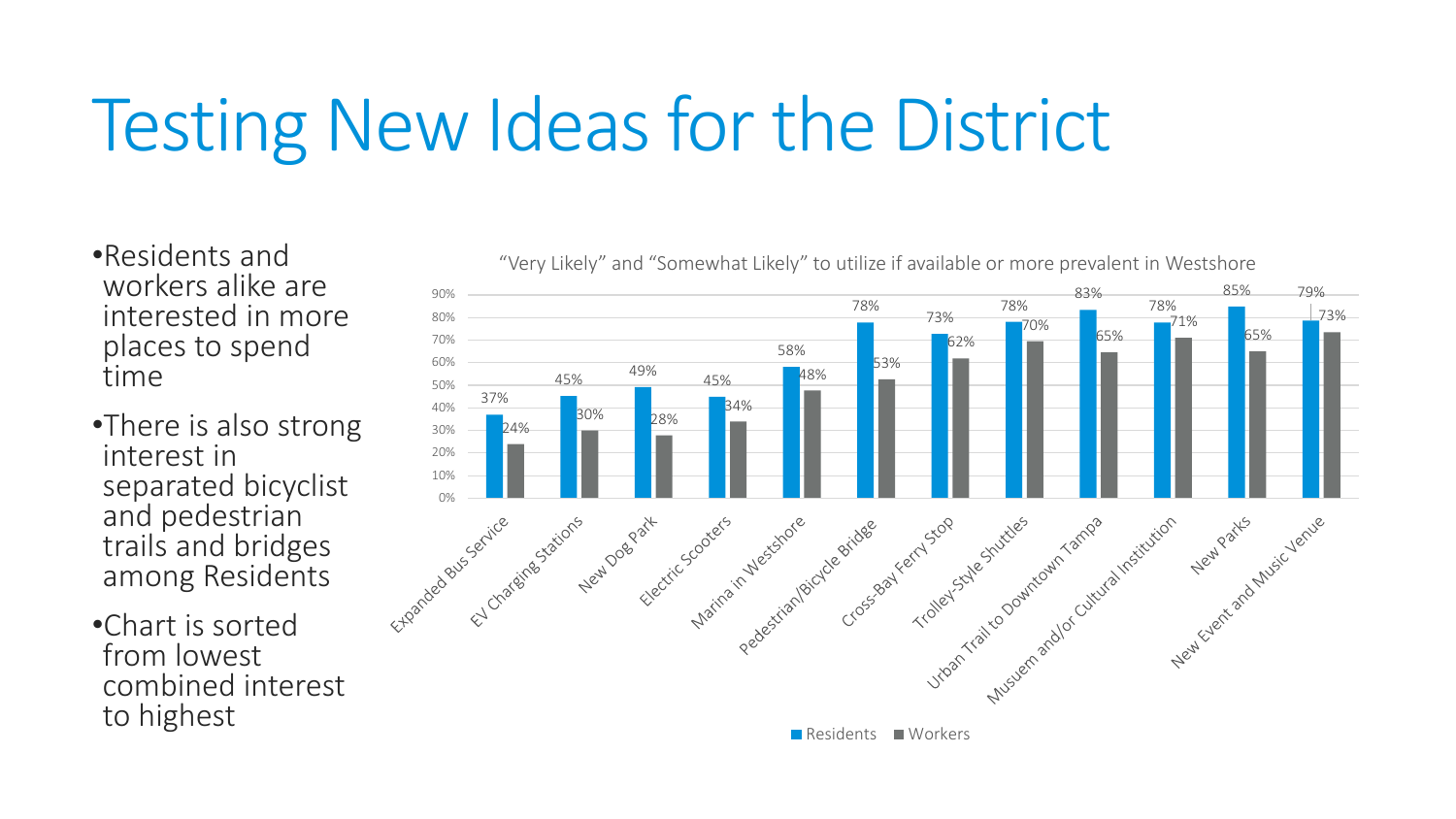# Testing New Ideas for the District

- Residents and workers alike are interested in more places to spend time
- There is also strong interest in separated bicyclist and pedestrian trails and bridges among Residents
- Chart is sorted from lowest combined interest to highest

"Very Likely" and "Somewhat Likely" to utilize if available or more prevalent in Westshore

| | Residents | Workers |
|---|---|---|
| Expanded Bus Service | 37% | 24% |
| EV Charging Stations | 45% | 30% |
| New Dog Park | 49% | 28% |
| Electric Scooters | 45% | 34% |
| Marina in Westshore | 58% | 48% |
| Pedestrian/Bicycle Bridge | 78% | 53% |
| Cross-Bay Ferry Stop | 73% | 62% |
| Trolley-Style Shuttles | 78% | 70% |
| Urban Trail to Downtown Tampa | 83% | 65% |
| Musuem and/or Cultural Institution | 78% | 71% |
| New Parks | 85% | 65% |
| New Event and Music Venue | 79% | 73% |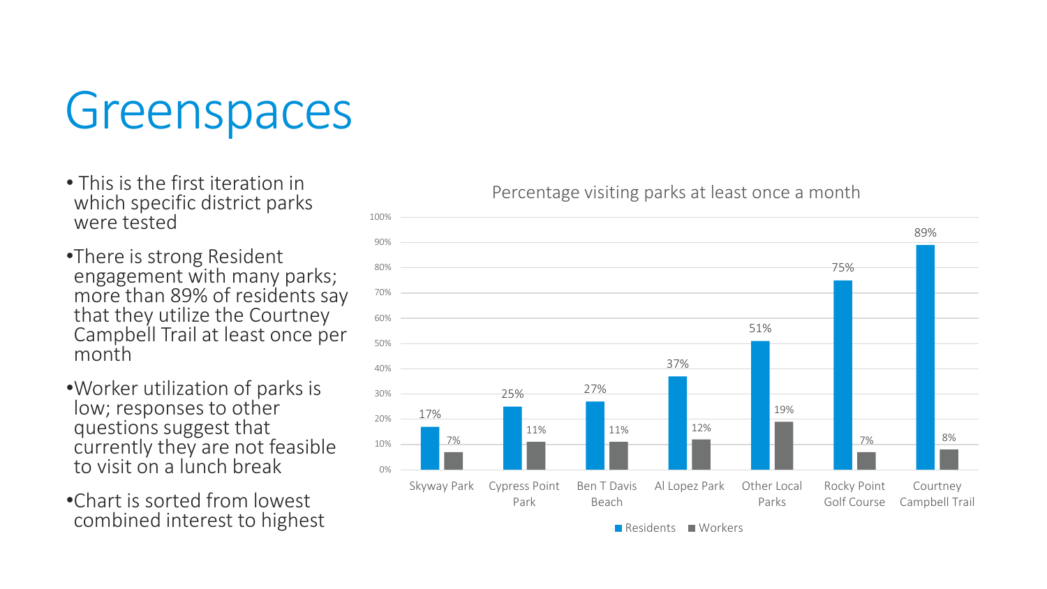# Greenspaces

- This is the first iteration in which specific district parks were tested
- There is strong Resident engagement with many parks; more than 89% of residents say that they utilize the Courtney Campbell Trail at least once per month
- Worker utilization of parks is low; responses to other questions suggest that currently they are not feasible to visit on a lunch break
- Chart is sorted from lowest combined interest to highest

**Percentage visiting parks at least once a month**

| Park | Residents | Workers |
|---|---|---|
| Skyway Park | 17% | 7% |
| Cypress Point Park | 25% | 11% |
| Ben T Davis Beach | 27% | 11% |
| Al Lopez Park | 37% | 12% |
| Other Local Parks | 51% | 19% |
| Rocky Point Golf Course | 75% | 7% |
| Courtney Campbell Trail | 89% | 8% |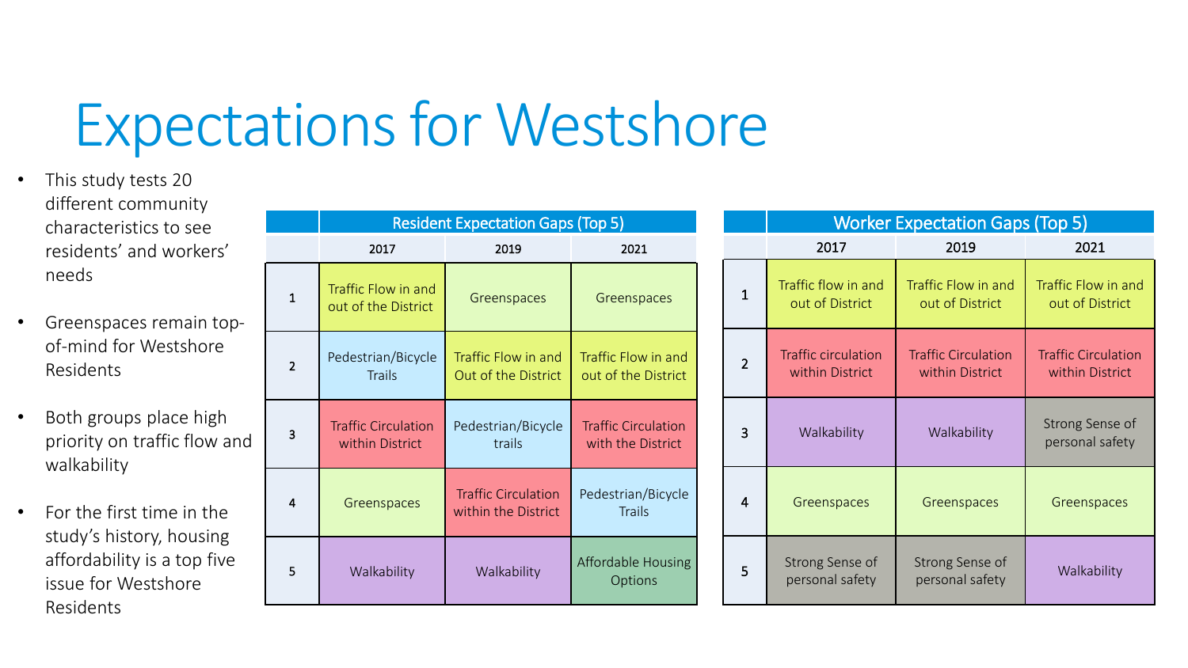# Expectations for Westshore

- This study tests 20 different community characteristics to see residents' and workers' needs
- Greenspaces remain top-of-mind for Westshore Residents
- Both groups place high priority on traffic flow and walkability
- For the first time in the study's history, housing affordability is a top five issue for Westshore Residents

| | Resident Expectation Gaps (Top 5) | | |
|---|---|---|---|
| | 2017 | 2019 | 2021 |
| 1 | Traffic Flow in and out of the District | Greenspaces | Greenspaces |
| 2 | Pedestrian/Bicycle Trails | Traffic Flow in and Out of the District | Traffic Flow in and out of the District |
| 3 | Traffic Circulation within District | Pedestrian/Bicycle trails | Traffic Circulation with the District |
| 4 | Greenspaces | Traffic Circulation within the District | Pedestrian/Bicycle Trails |
| 5 | Walkability | Walkability | Affordable Housing Options |

| | Worker Expectation Gaps (Top 5) | | |
|---|---|---|---|
| | 2017 | 2019 | 2021 |
| 1 | Traffic flow in and out of District | Traffic Flow in and out of District | Traffic Flow in and out of District |
| 2 | Traffic circulation within District | Traffic Circulation within District | Traffic Circulation within District |
| 3 | Walkability | Walkability | Strong Sense of personal safety |
| 4 | Greenspaces | Greenspaces | Greenspaces |
| 5 | Strong Sense of personal safety | Strong Sense of personal safety | Walkability |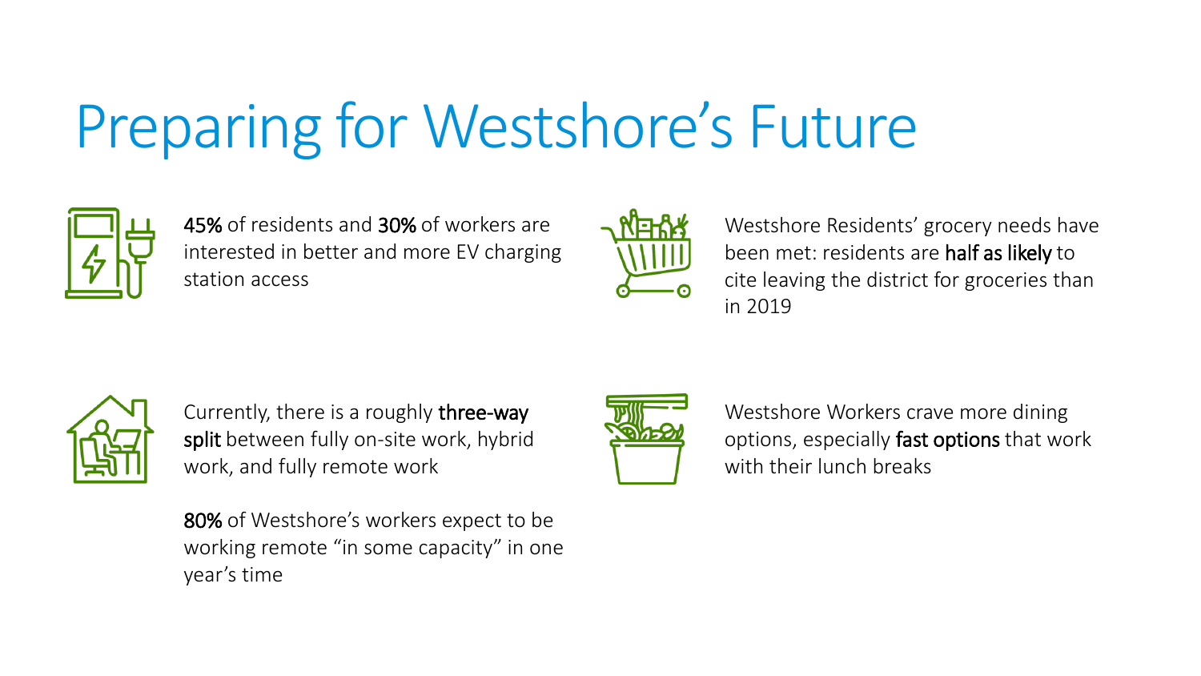# Preparing for Westshore's Future

**45%** of residents and **30%** of workers are interested in better and more EV charging station access

Westshore Residents' grocery needs have been met: residents are **half as likely** to cite leaving the district for groceries than in 2019

Currently, there is a roughly **three-way split** between fully on-site work, hybrid work, and fully remote work

**80%** of Westshore's workers expect to be working remote "in some capacity" in one year's time

Westshore Workers crave more dining options, especially **fast options** that work with their lunch breaks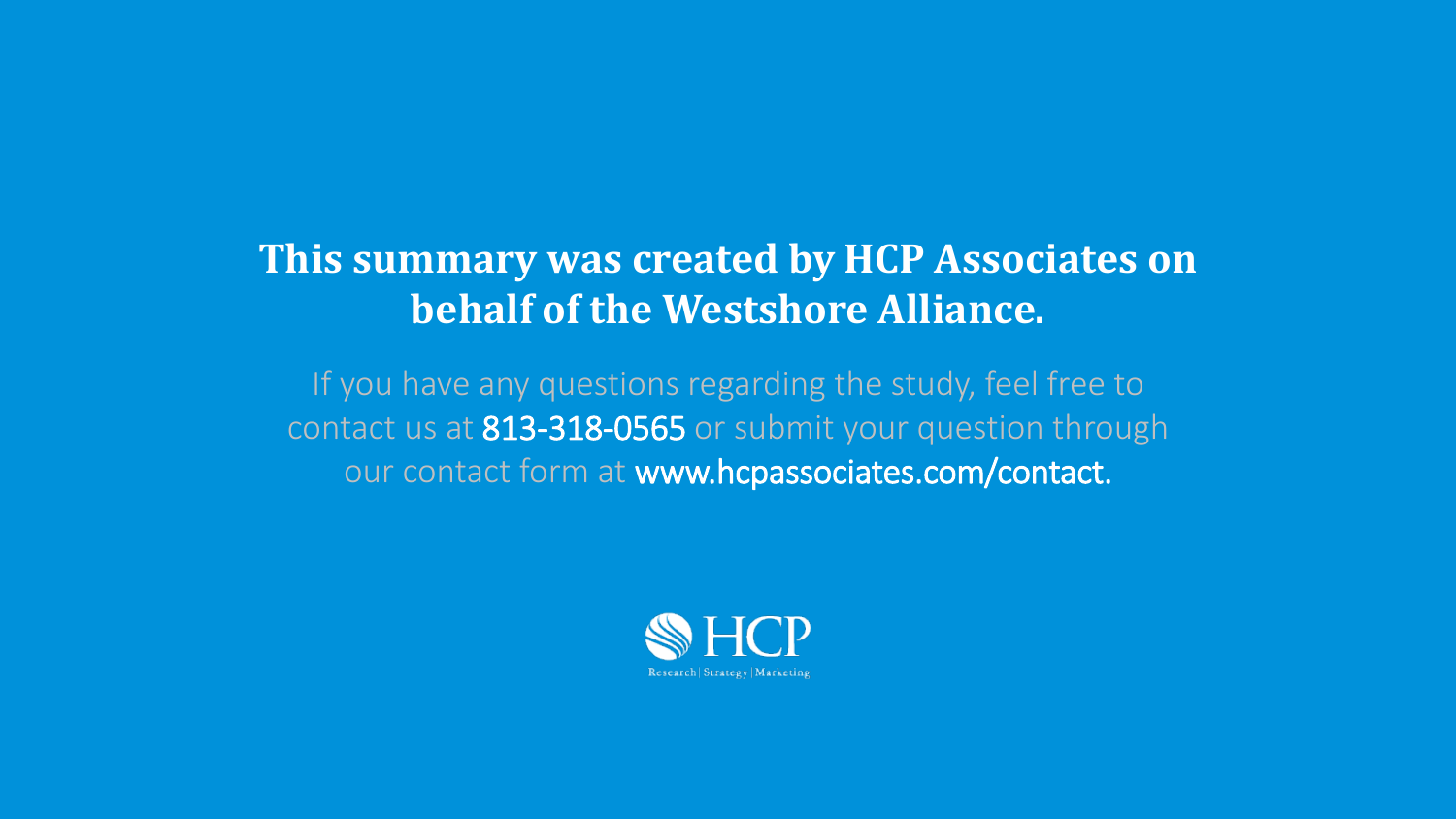**This summary was created by HCP Associates on behalf of the Westshore Alliance.**

If you have any questions regarding the study, feel free to contact us at 813-318-0565 or submit your question through our contact form at www.hcpassociates.com/contact.

HCP

Research | Strategy | Marketing